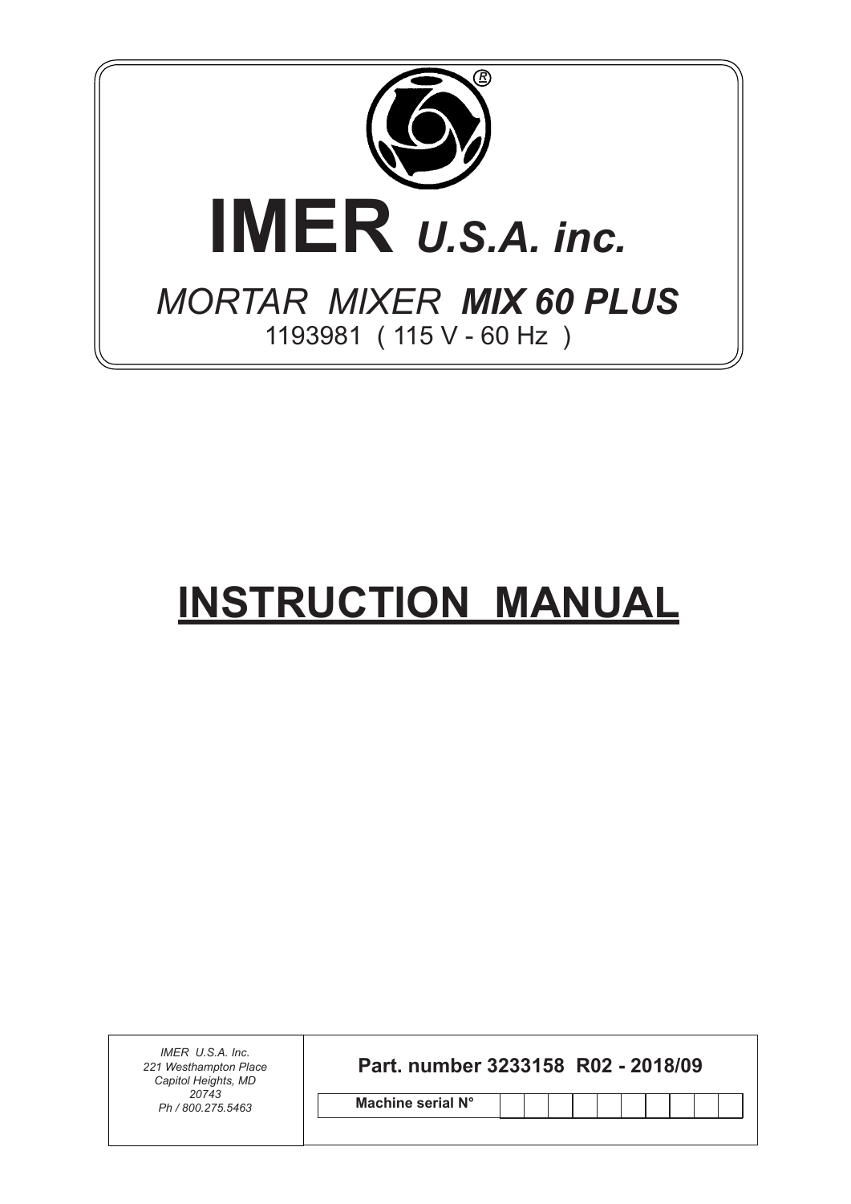# IMER *U.S.A. inc.*

*MORTAR MIXER* ***MIX 60 PLUS***

1193981 ( 115 V - 60 Hz )

# INSTRUCTION MANUAL

*IMER U.S.A. Inc.*
*221 Westhampton Place*
*Capitol Heights, MD*
*20743*
*Ph / 800.275.5463*

**Part. number 3233158 R02 - 2018/09**

| **Machine serial N°** | | | | | | | | | | |
|---|---|---|---|---|---|---|---|---|---|---|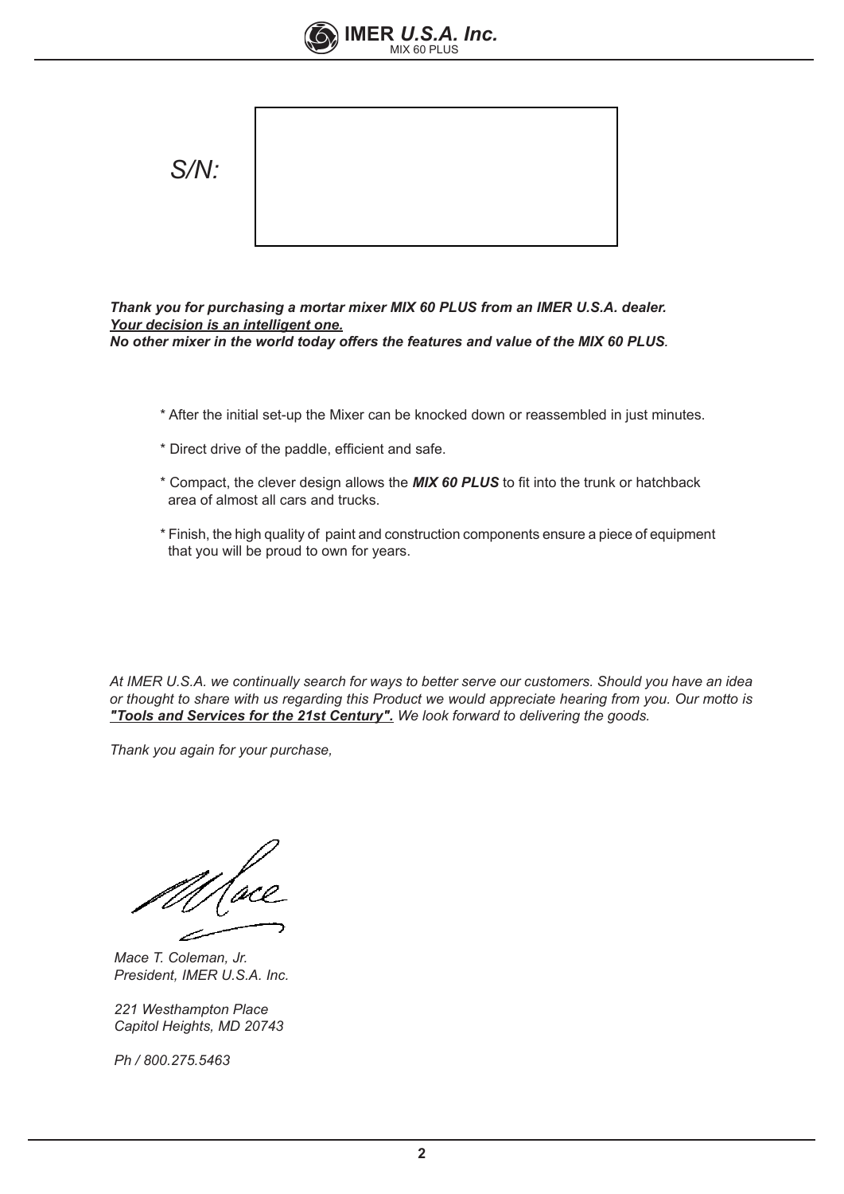S/N:

***Thank you for purchasing a mortar mixer MIX 60 PLUS from an IMER U.S.A. dealer.***
***<u>Your decision is an intelligent one.</u>***
***No other mixer in the world today offers the features and value of the MIX 60 PLUS.***

* After the initial set-up the Mixer can be knocked down or reassembled in just minutes.
* Direct drive of the paddle, efficient and safe.
* Compact, the clever design allows the ***MIX 60 PLUS*** to fit into the trunk or hatchback area of almost all cars and trucks.
* Finish, the high quality of paint and construction components ensure a piece of equipment that you will be proud to own for years.

*At IMER U.S.A. we continually search for ways to better serve our customers. Should you have an idea or thought to share with us regarding this Product we would appreciate hearing from you. Our motto is* ***<u>"Tools and Services for the 21st Century".</u>*** *We look forward to delivering the goods.*

*Thank you again for your purchase,*

*Mace T. Coleman, Jr.*
*President, IMER U.S.A. Inc.*

*221 Westhampton Place*
*Capitol Heights, MD 20743*

*Ph / 800.275.5463*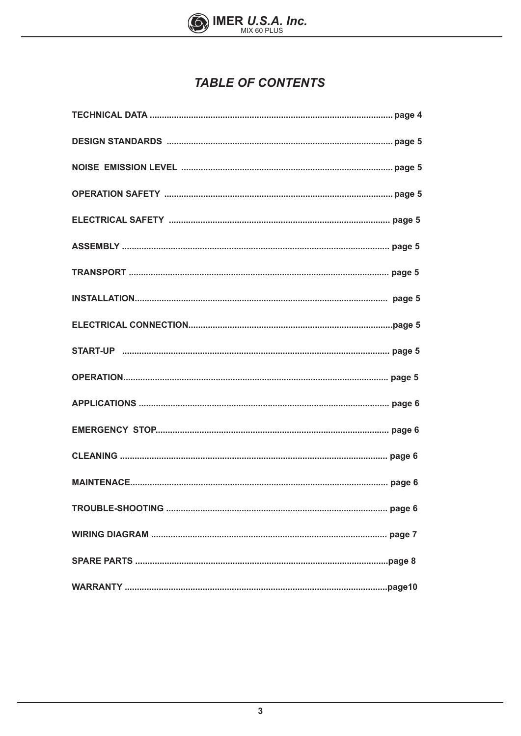# TABLE OF CONTENTS

**TECHNICAL DATA** ........................................................................................ page 4

**DESIGN STANDARDS** ................................................................................... page 5

**NOISE EMISSION LEVEL** ............................................................................. page 5

**OPERATION SAFETY** ................................................................................... page 5

**ELECTRICAL SAFETY** .................................................................................. page 5

**ASSEMBLY** .................................................................................................... page 5

**TRANSPORT** ................................................................................................. page 5

**INSTALLATION**.............................................................................................. page 5

**ELECTRICAL CONNECTION**..........................................................................page 5

**START-UP** ..................................................................................................... page 5

**OPERATION**................................................................................................... page 5

**APPLICATIONS** ............................................................................................. page 6

**EMERGENCY STOP**...................................................................................... page 6

**CLEANING** ..................................................................................................... page 6

**MAINTENACE**................................................................................................. page 6

**TROUBLE-SHOOTING** .................................................................................. page 6

**WIRING DIAGRAM** ........................................................................................ page 7

**SPARE PARTS** ...............................................................................................page 8

**WARRANTY** ...................................................................................................page10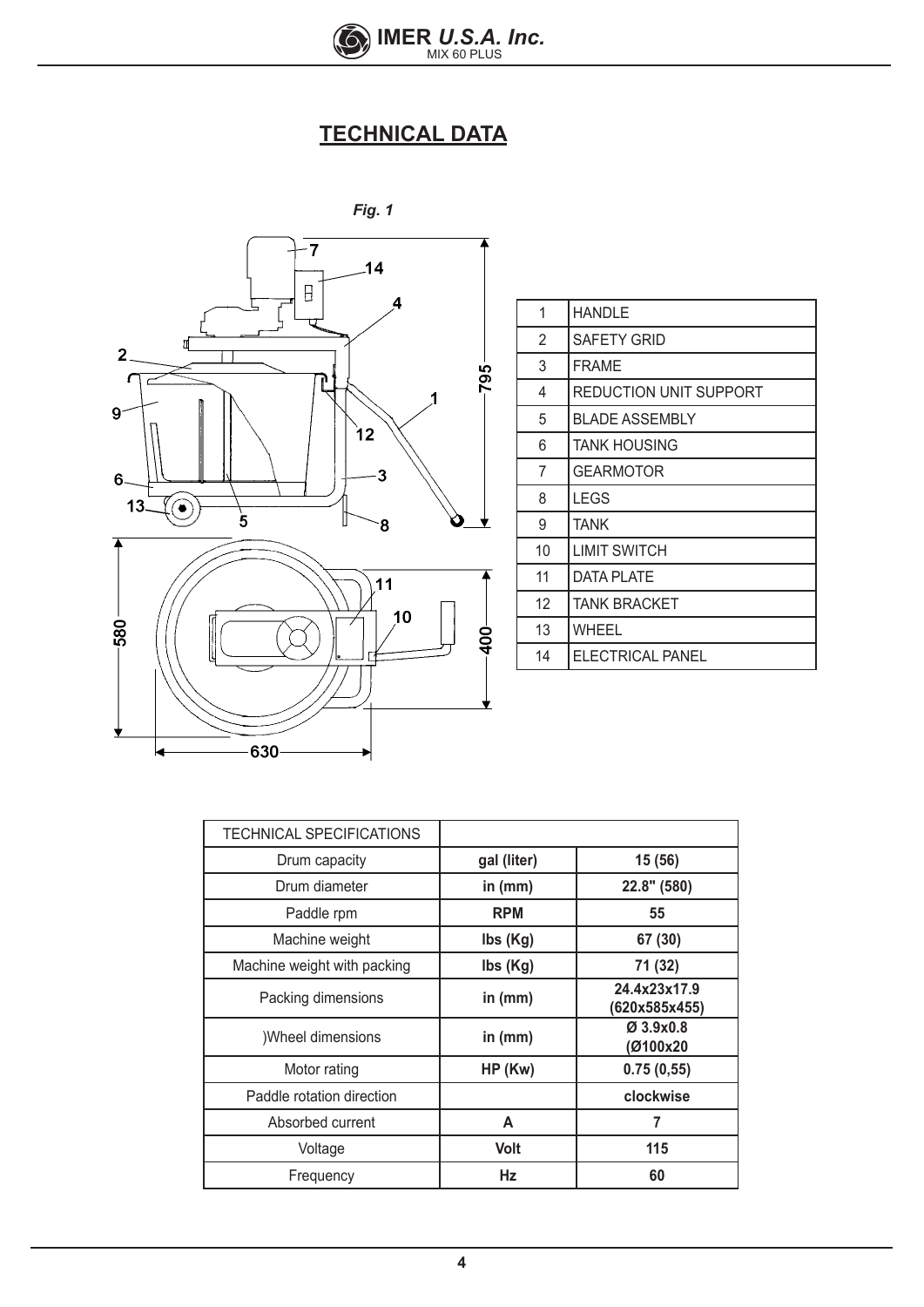## TECHNICAL DATA

*Fig. 1*

| 1 | HANDLE |
|---|---|
| 2 | SAFETY GRID |
| 3 | FRAME |
| 4 | REDUCTION UNIT SUPPORT |
| 5 | BLADE ASSEMBLY |
| 6 | TANK HOUSING |
| 7 | GEARMOTOR |
| 8 | LEGS |
| 9 | TANK |
| 10 | LIMIT SWITCH |
| 11 | DATA PLATE |
| 12 | TANK BRACKET |
| 13 | WHEEL |
| 14 | ELECTRICAL PANEL |

| TECHNICAL SPECIFICATIONS | | |
|---|---|---|
| Drum capacity | **gal (liter)** | **15 (56)** |
| Drum diameter | **in (mm)** | **22.8" (580)** |
| Paddle rpm | **RPM** | **55** |
| Machine weight | **lbs (Kg)** | **67 (30)** |
| Machine weight with packing | **lbs (Kg)** | **71 (32)** |
| Packing dimensions | **in (mm)** | **24.4x23x17.9 (620x585x455)** |
| )Wheel dimensions | **in (mm)** | **Ø 3.9x0.8 (Ø100x20** |
| Motor rating | **HP (Kw)** | **0.75 (0,55)** |
| Paddle rotation direction | | **clockwise** |
| Absorbed current | **A** | **7** |
| Voltage | **Volt** | **115** |
| Frequency | **Hz** | **60** |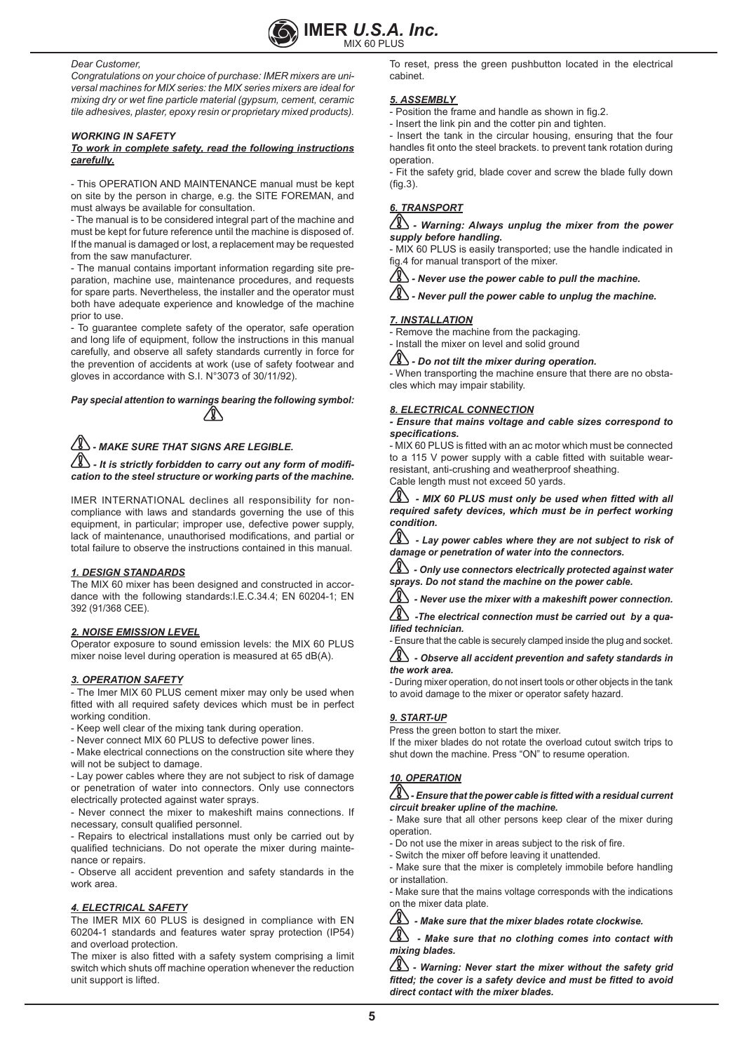*Dear Customer,*

*Congratulations on your choice of purchase: IMER mixers are universal machines for MIX series: the MIX series mixers are ideal for mixing dry or wet fine particle material (gypsum, cement, ceramic tile adhesives, plaster, epoxy resin or proprietary mixed products).*

***WORKING IN SAFETY***

***To work in complete safety, read the following instructions carefully.***

- This OPERATION AND MAINTENANCE manual must be kept on site by the person in charge, e.g. the SITE FOREMAN, and must always be available for consultation.
- The manual is to be considered integral part of the machine and must be kept for future reference until the machine is disposed of. If the manual is damaged or lost, a replacement may be requested from the saw manufacturer.
- The manual contains important information regarding site preparation, machine use, maintenance procedures, and requests for spare parts. Nevertheless, the installer and the operator must both have adequate experience and knowledge of the machine prior to use.
- To guarantee complete safety of the operator, safe operation and long life of equipment, follow the instructions in this manual carefully, and observe all safety standards currently in force for the prevention of accidents at work (use of safety footwear and gloves in accordance with S.I. N°3073 of 30/11/92).

***Pay special attention to warnings bearing the following symbol:***

⚠ ***- MAKE SURE THAT SIGNS ARE LEGIBLE.***

⚠ ***- It is strictly forbidden to carry out any form of modification to the steel structure or working parts of the machine.***

IMER INTERNATIONAL declines all responsibility for non-compliance with laws and standards governing the use of this equipment, in particular; improper use, defective power supply, lack of maintenance, unauthorised modifications, and partial or total failure to observe the instructions contained in this manual.

***1. DESIGN STANDARDS***

The MIX 60 mixer has been designed and constructed in accordance with the following standards:I.E.C.34.4; EN 60204-1; EN 392 (91/368 CEE).

***2. NOISE EMISSION LEVEL***

Operator exposure to sound emission levels: the MIX 60 PLUS mixer noise level during operation is measured at 65 dB(A).

***3. OPERATION SAFETY***

- The Imer MIX 60 PLUS cement mixer may only be used when fitted with all required safety devices which must be in perfect working condition.
- Keep well clear of the mixing tank during operation.
- Never connect MIX 60 PLUS to defective power lines.
- Make electrical connections on the construction site where they will not be subject to damage.
- Lay power cables where they are not subject to risk of damage or penetration of water into connectors. Only use connectors electrically protected against water sprays.
- Never connect the mixer to makeshift mains connections. If necessary, consult qualified personnel.
- Repairs to electrical installations must only be carried out by qualified technicians. Do not operate the mixer during maintenance or repairs.
- Observe all accident prevention and safety standards in the work area.

***4. ELECTRICAL SAFETY***

The IMER MIX 60 PLUS is designed in compliance with EN 60204-1 standards and features water spray protection (IP54) and overload protection.

The mixer is also fitted with a safety system comprising a limit switch which shuts off machine operation whenever the reduction unit support is lifted.

To reset, press the green pushbutton located in the electrical cabinet.

***5. ASSEMBLY***

- Position the frame and handle as shown in fig.2.
- Insert the link pin and the cotter pin and tighten.
- Insert the tank in the circular housing, ensuring that the four handles fit onto the steel brackets. to prevent tank rotation during operation.
- Fit the safety grid, blade cover and screw the blade fully down (fig.3).

***6. TRANSPORT***

⚠ ***- Warning: Always unplug the mixer from the power supply before handling.***

- MIX 60 PLUS is easily transported; use the handle indicated in fig.4 for manual transport of the mixer.

⚠ ***- Never use the power cable to pull the machine.***

⚠ ***- Never pull the power cable to unplug the machine.***

***7. INSTALLATION***

- Remove the machine from the packaging.
- Install the mixer on level and solid ground

⚠ ***- Do not tilt the mixer during operation.***

- When transporting the machine ensure that there are no obstacles which may impair stability.

***8. ELECTRICAL CONNECTION***

***- Ensure that mains voltage and cable sizes correspond to specifications.***

- MIX 60 PLUS is fitted with an ac motor which must be connected to a 115 V power supply with a cable fitted with suitable wear-resistant, anti-crushing and weatherproof sheathing.

Cable length must not exceed 50 yards.

⚠ ***- MIX 60 PLUS must only be used when fitted with all required safety devices, which must be in perfect working condition.***

⚠ ***- Lay power cables where they are not subject to risk of damage or penetration of water into the connectors.***

⚠ ***- Only use connectors electrically protected against water sprays. Do not stand the machine on the power cable.***

⚠ ***- Never use the mixer with a makeshift power connection.***

⚠ ***-The electrical connection must be carried out by a qualified technician.***

- Ensure that the cable is securely clamped inside the plug and socket.

⚠ ***- Observe all accident prevention and safety standards in the work area.***

- During mixer operation, do not insert tools or other objects in the tank to avoid damage to the mixer or operator safety hazard.

***9. START-UP***

Press the green botton to start the mixer.

If the mixer blades do not rotate the overload cutout switch trips to shut down the machine. Press "ON" to resume operation.

***10. OPERATION***

⚠ ***- Ensure that the power cable is fitted with a residual current circuit breaker upline of the machine.***

- Make sure that all other persons keep clear of the mixer during operation.
- Do not use the mixer in areas subject to the risk of fire.
- Switch the mixer off before leaving it unattended.
- Make sure that the mixer is completely immobile before handling or installation.
- Make sure that the mains voltage corresponds with the indications on the mixer data plate.

⚠ ***- Make sure that the mixer blades rotate clockwise.***

⚠ ***- Make sure that no clothing comes into contact with mixing blades.***

⚠ ***- Warning: Never start the mixer without the safety grid fitted; the cover is a safety device and must be fitted to avoid direct contact with the mixer blades.***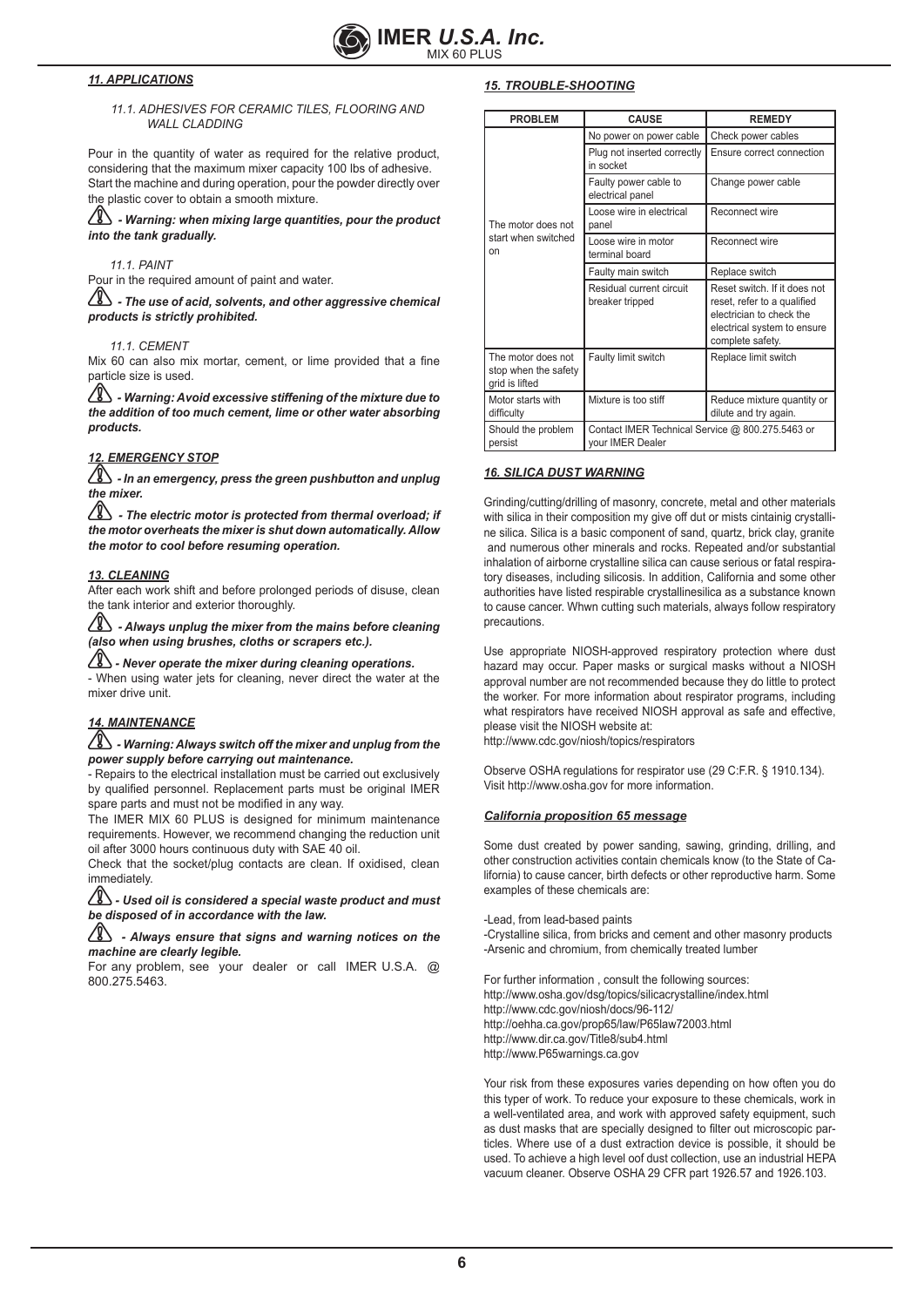## *11. APPLICATIONS*

*11.1. ADHESIVES FOR CERAMIC TILES, FLOORING AND WALL CLADDING*

Pour in the quantity of water as required for the relative product, considering that the maximum mixer capacity 100 lbs of adhesive. Start the machine and during operation, pour the powder directly over the plastic cover to obtain a smooth mixture.

***- Warning: when mixing large quantities, pour the product into the tank gradually.***

*11.1. PAINT*

Pour in the required amount of paint and water.

***- The use of acid, solvents, and other aggressive chemical products is strictly prohibited.***

*11.1. CEMENT*

Mix 60 can also mix mortar, cement, or lime provided that a fine particle size is used.

***- Warning: Avoid excessive stiffening of the mixture due to the addition of too much cement, lime or other water absorbing products.***

## *12. EMERGENCY STOP*

***- In an emergency, press the green pushbutton and unplug the mixer.***

***- The electric motor is protected from thermal overload; if the motor overheats the mixer is shut down automatically. Allow the motor to cool before resuming operation.***

## *13. CLEANING*

After each work shift and before prolonged periods of disuse, clean the tank interior and exterior thoroughly.

***- Always unplug the mixer from the mains before cleaning (also when using brushes, cloths or scrapers etc.).***

***- Never operate the mixer during cleaning operations.***

- When using water jets for cleaning, never direct the water at the mixer drive unit.

## *14. MAINTENANCE*

***- Warning: Always switch off the mixer and unplug from the power supply before carrying out maintenance.***

- Repairs to the electrical installation must be carried out exclusively by qualified personnel. Replacement parts must be original IMER spare parts and must not be modified in any way.

The IMER MIX 60 PLUS is designed for minimum maintenance requirements. However, we recommend changing the reduction unit oil after 3000 hours continuous duty with SAE 40 oil.

Check that the socket/plug contacts are clean. If oxidised, clean immediately.

***- Used oil is considered a special waste product and must be disposed of in accordance with the law.***

***- Always ensure that signs and warning notices on the machine are clearly legible.***

For any problem, see your dealer or call IMER U.S.A. @ 800.275.5463.

## *15. TROUBLE-SHOOTING*

| PROBLEM | CAUSE | REMEDY |
|---|---|---|
| The motor does not start when switched on | No power on power cable | Check power cables |
| | Plug not inserted correctly in socket | Ensure correct connection |
| | Faulty power cable to electrical panel | Change power cable |
| | Loose wire in electrical panel | Reconnect wire |
| | Loose wire in motor terminal board | Reconnect wire |
| | Faulty main switch | Replace switch |
| | Residual current circuit breaker tripped | Reset switch. If it does not reset, refer to a qualified electrician to check the electrical system to ensure complete safety. |
| The motor does not stop when the safety grid is lifted | Faulty limit switch | Replace limit switch |
| Motor starts with difficulty | Mixture is too stiff | Reduce mixture quantity or dilute and try again. |
| Should the problem persist | Contact IMER Technical Service @ 800.275.5463 or your IMER Dealer | |

## *16. SILICA DUST WARNING*

Grinding/cutting/drilling of masonry, concrete, metal and other materials with silica in their composition my give off dut or mists cintainig crystalline silica. Silica is a basic component of sand, quartz, brick clay, granite and numerous other minerals and rocks. Repeated and/or substantial inhalation of airborne crystalline silica can cause serious or fatal respiratory diseases, including silicosis. In addition, California and some other authorities have listed respirable crystallinesilica as a substance known to cause cancer. Whwn cutting such materials, always follow respiratory precautions.

Use appropriate NIOSH-approved respiratory protection where dust hazard may occur. Paper masks or surgical masks without a NIOSH approval number are not recommended because they do little to protect the worker. For more information about respirator programs, including what respirators have received NIOSH approval as safe and effective, please visit the NIOSH website at:
http://www.cdc.gov/niosh/topics/respirators

Observe OSHA regulations for respirator use (29 C:F.R. § 1910.134). Visit http://www.osha.gov for more information.

### *California proposition 65 message*

Some dust created by power sanding, sawing, grinding, drilling, and other construction activities contain chemicals know (to the State of California) to cause cancer, birth defects or other reproductive harm. Some examples of these chemicals are:

-Lead, from lead-based paints
-Crystalline silica, from bricks and cement and other masonry products
-Arsenic and chromium, from chemically treated lumber

For further information , consult the following sources:
http://www.osha.gov/dsg/topics/silicacrystalline/index.html
http://www.cdc.gov/niosh/docs/96-112/
http://oehha.ca.gov/prop65/law/P65law72003.html
http://www.dir.ca.gov/Title8/sub4.html
http://www.P65warnings.ca.gov

Your risk from these exposures varies depending on how often you do this typer of work. To reduce your exposure to these chemicals, work in a well-ventilated area, and work with approved safety equipment, such as dust masks that are specially designed to filter out microscopic particles. Where use of a dust extraction device is possible, it should be used. To achieve a high level oof dust collection, use an industrial HEPA vacuum cleaner. Observe OSHA 29 CFR part 1926.57 and 1926.103.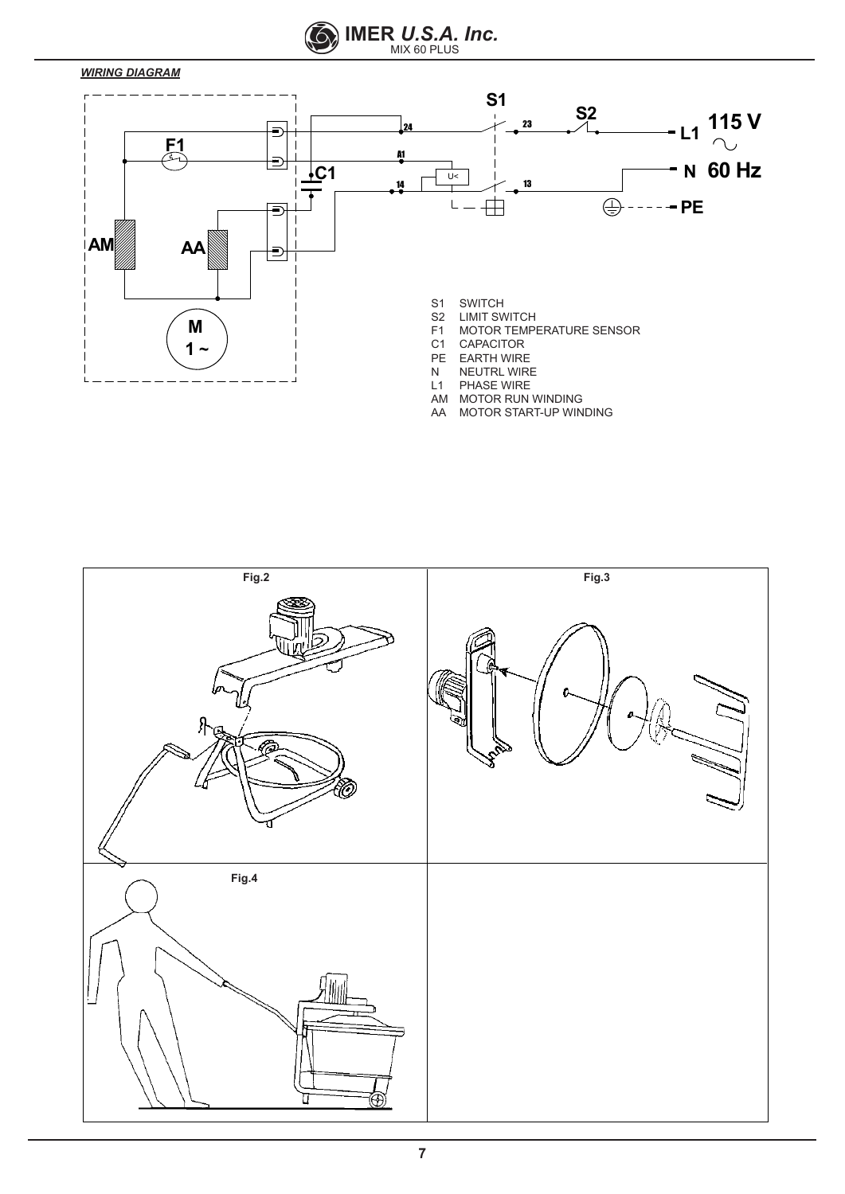***WIRING DIAGRAM***

S1 SWITCH
S2 LIMIT SWITCH
F1 MOTOR TEMPERATURE SENSOR
C1 CAPACITOR
PE EARTH WIRE
N NEUTRL WIRE
L1 PHASE WIRE
AM MOTOR RUN WINDING
AA MOTOR START-UP WINDING

Fig.2

Fig.3

Fig.4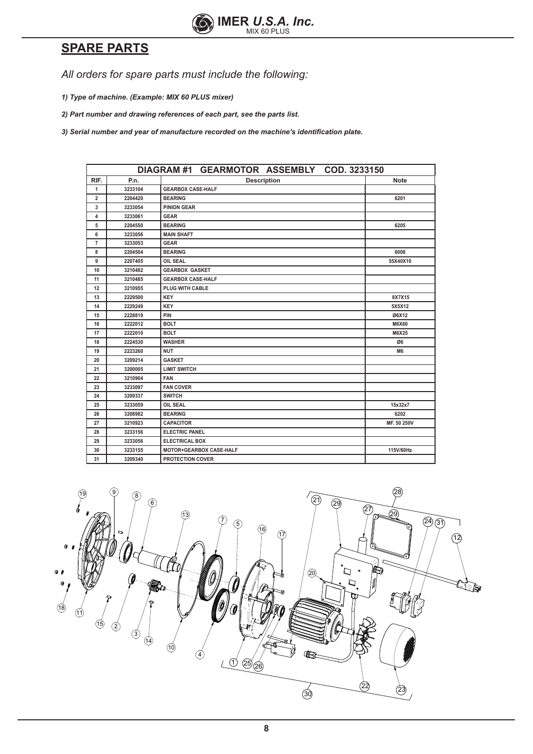## SPARE PARTS

*All orders for spare parts must include the following:*

***1) Type of machine. (Example: MIX 60 PLUS mixer)***

***2) Part number and drawing references of each part, see the parts list.***

***3) Serial number and year of manufacture recorded on the machine's identification plate.***

| DIAGRAM #1 GEARMOTOR ASSEMBLY COD. 3233150 | | | |
|---|---|---|---|
| RIF. | P.n. | Description | Note |
| 1 | 3233104 | GEARBOX CASE-HALF | |
| 2 | 2204420 | BEARING | 6201 |
| 3 | 3233054 | PINION GEAR | |
| 4 | 3233061 | GEAR | |
| 5 | 2204550 | BEARING | 6205 |
| 6 | 3233056 | MAIN SHAFT | |
| 7 | 3233053 | GEAR | |
| 8 | 2204504 | BEARING | 6008 |
| 9 | 2207405 | OIL SEAL | 55X40X10 |
| 10 | 3210482 | GEARBOX GASKET | |
| 11 | 3210485 | GEARBOX CASE-HALF | |
| 12 | 3210955 | PLUG WITH CABLE | |
| 13 | 2229500 | KEY | 8X7X15 |
| 14 | 2229249 | KEY | 5X5X12 |
| 15 | 2228819 | PIN | Ø6X12 |
| 16 | 2222012 | BOLT | M6X60 |
| 17 | 2222010 | BOLT | M6X25 |
| 18 | 2224530 | WASHER | Ø6 |
| 19 | 2223260 | NUT | M6 |
| 20 | 3209214 | GASKET | |
| 21 | 3200005 | LIMIT SWITCH | |
| 22 | 3210904 | FAN | |
| 23 | 3233097 | FAN COVER | |
| 24 | 3209337 | SWITCH | |
| 25 | 3233059 | OIL SEAL | 15x32x7 |
| 26 | 3208982 | BEARING | 6202 |
| 27 | 3210923 | CAPACITOR | MF. 50 250V |
| 28 | 3233156 | ELECTRIC PANEL | |
| 29 | 3233056 | ELECTRICAL BOX | |
| 30 | 3233155 | MOTOR+GEARBOX CASE-HALF | 115V/60Hz |
| 31 | 3209340 | PROTECTION COVER | |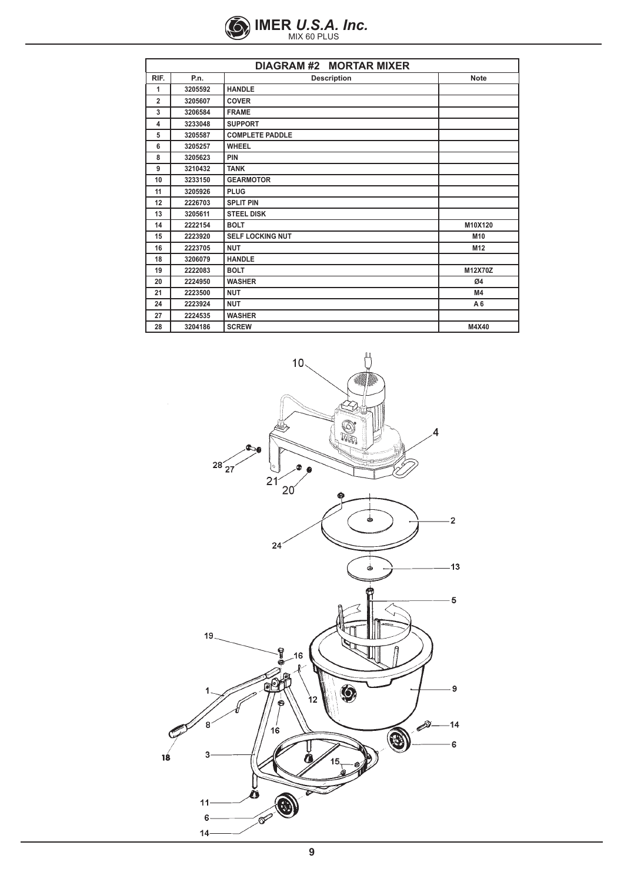| DIAGRAM #2 MORTAR MIXER | | | |
|---|---|---|---|
| RIF. | P.n. | Description | Note |
| 1 | 3205592 | HANDLE | |
| 2 | 3205607 | COVER | |
| 3 | 3206584 | FRAME | |
| 4 | 3233048 | SUPPORT | |
| 5 | 3205587 | COMPLETE PADDLE | |
| 6 | 3205257 | WHEEL | |
| 8 | 3205623 | PIN | |
| 9 | 3210432 | TANK | |
| 10 | 3233150 | GEARMOTOR | |
| 11 | 3205926 | PLUG | |
| 12 | 2226703 | SPLIT PIN | |
| 13 | 3205611 | STEEL DISK | |
| 14 | 2222154 | BOLT | M10X120 |
| 15 | 2223920 | SELF LOCKING NUT | M10 |
| 16 | 2223705 | NUT | M12 |
| 18 | 3206079 | HANDLE | |
| 19 | 2222083 | BOLT | M12X70Z |
| 20 | 2224950 | WASHER | Ø4 |
| 21 | 2223500 | NUT | M4 |
| 24 | 2223924 | NUT | A 6 |
| 27 | 2224535 | WASHER | |
| 28 | 3204186 | SCREW | M4X40 |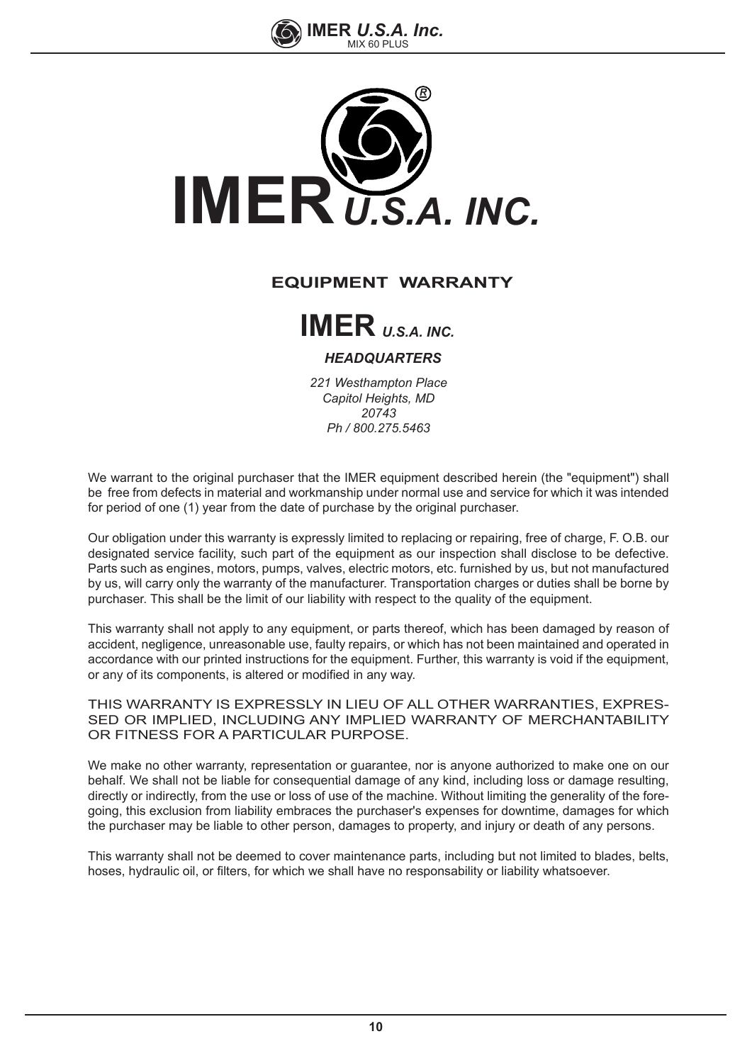# IMER U.S.A. INC.

## EQUIPMENT WARRANTY

## IMER *U.S.A. INC.*

### *HEADQUARTERS*

*221 Westhampton Place*
*Capitol Heights, MD*
*20743*
*Ph / 800.275.5463*

We warrant to the original purchaser that the IMER equipment described herein (the "equipment") shall be free from defects in material and workmanship under normal use and service for which it was intended for period of one (1) year from the date of purchase by the original purchaser.

Our obligation under this warranty is expressly limited to replacing or repairing, free of charge, F. O.B. our designated service facility, such part of the equipment as our inspection shall disclose to be defective. Parts such as engines, motors, pumps, valves, electric motors, etc. furnished by us, but not manufactured by us, will carry only the warranty of the manufacturer. Transportation charges or duties shall be borne by purchaser. This shall be the limit of our liability with respect to the quality of the equipment.

This warranty shall not apply to any equipment, or parts thereof, which has been damaged by reason of accident, negligence, unreasonable use, faulty repairs, or which has not been maintained and operated in accordance with our printed instructions for the equipment. Further, this warranty is void if the equipment, or any of its components, is altered or modified in any way.

THIS WARRANTY IS EXPRESSLY IN LIEU OF ALL OTHER WARRANTIES, EXPRESSED OR IMPLIED, INCLUDING ANY IMPLIED WARRANTY OF MERCHANTABILITY OR FITNESS FOR A PARTICULAR PURPOSE.

We make no other warranty, representation or guarantee, nor is anyone authorized to make one on our behalf. We shall not be liable for consequential damage of any kind, including loss or damage resulting, directly or indirectly, from the use or loss of use of the machine. Without limiting the generality of the foregoing, this exclusion from liability embraces the purchaser's expenses for downtime, damages for which the purchaser may be liable to other person, damages to property, and injury or death of any persons.

This warranty shall not be deemed to cover maintenance parts, including but not limited to blades, belts, hoses, hydraulic oil, or filters, for which we shall have no responsability or liability whatsoever.